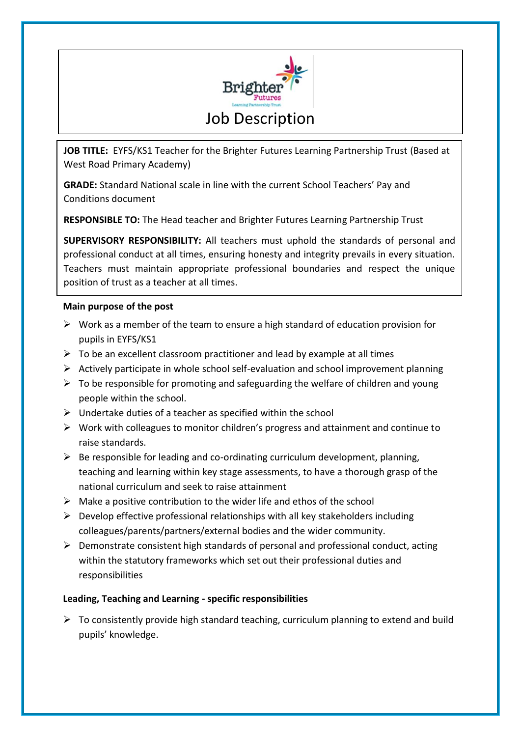# Job Description

**JOB TITLE:** EYFS/KS1 Teacher for the Brighter Futures Learning Partnership Trust (Based at West Road Primary Academy)

**GRADE:** Standard National scale in line with the current School Teachers' Pay and Conditions document

**RESPONSIBLE TO:** The Head teacher and Brighter Futures Learning Partnership Trust

**SUPERVISORY RESPONSIBILITY:** All teachers must uphold the standards of personal and professional conduct at all times, ensuring honesty and integrity prevails in every situation. Teachers must maintain appropriate professional boundaries and respect the unique position of trust as a teacher at all times.

**Main purpose of the post**

- Work as a member of the team to ensure a high standard of education provision for pupils in EYFS/KS1
- To be an excellent classroom practitioner and lead by example at all times
- Actively participate in whole school self-evaluation and school improvement planning
- To be responsible for promoting and safeguarding the welfare of children and young people within the school.
- Undertake duties of a teacher as specified within the school
- Work with colleagues to monitor children's progress and attainment and continue to raise standards.
- Be responsible for leading and co-ordinating curriculum development, planning, teaching and learning within key stage assessments, to have a thorough grasp of the national curriculum and seek to raise attainment
- Make a positive contribution to the wider life and ethos of the school
- Develop effective professional relationships with all key stakeholders including colleagues/parents/partners/external bodies and the wider community.
- Demonstrate consistent high standards of personal and professional conduct, acting within the statutory frameworks which set out their professional duties and responsibilities

**Leading, Teaching and Learning - specific responsibilities**

- To consistently provide high standard teaching, curriculum planning to extend and build pupils' knowledge.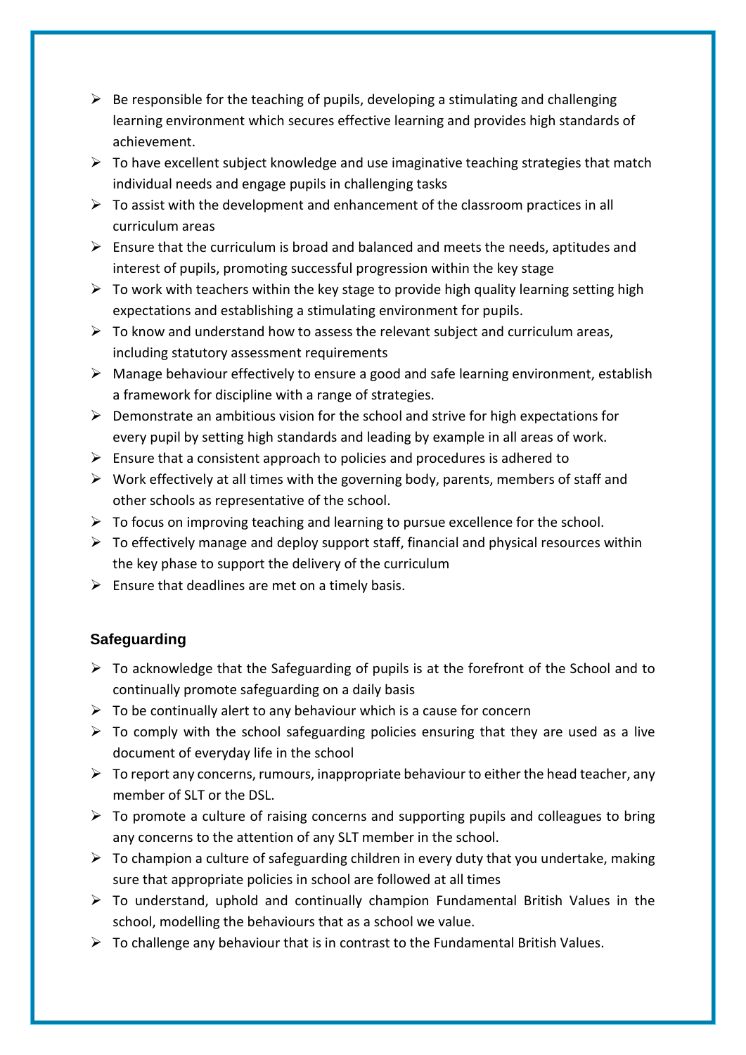- Be responsible for the teaching of pupils, developing a stimulating and challenging learning environment which secures effective learning and provides high standards of achievement.
- To have excellent subject knowledge and use imaginative teaching strategies that match individual needs and engage pupils in challenging tasks
- To assist with the development and enhancement of the classroom practices in all curriculum areas
- Ensure that the curriculum is broad and balanced and meets the needs, aptitudes and interest of pupils, promoting successful progression within the key stage
- To work with teachers within the key stage to provide high quality learning setting high expectations and establishing a stimulating environment for pupils.
- To know and understand how to assess the relevant subject and curriculum areas, including statutory assessment requirements
- Manage behaviour effectively to ensure a good and safe learning environment, establish a framework for discipline with a range of strategies.
- Demonstrate an ambitious vision for the school and strive for high expectations for every pupil by setting high standards and leading by example in all areas of work.
- Ensure that a consistent approach to policies and procedures is adhered to
- Work effectively at all times with the governing body, parents, members of staff and other schools as representative of the school.
- To focus on improving teaching and learning to pursue excellence for the school.
- To effectively manage and deploy support staff, financial and physical resources within the key phase to support the delivery of the curriculum
- Ensure that deadlines are met on a timely basis.

### Safeguarding

- To acknowledge that the Safeguarding of pupils is at the forefront of the School and to continually promote safeguarding on a daily basis
- To be continually alert to any behaviour which is a cause for concern
- To comply with the school safeguarding policies ensuring that they are used as a live document of everyday life in the school
- To report any concerns, rumours, inappropriate behaviour to either the head teacher, any member of SLT or the DSL.
- To promote a culture of raising concerns and supporting pupils and colleagues to bring any concerns to the attention of any SLT member in the school.
- To champion a culture of safeguarding children in every duty that you undertake, making sure that appropriate policies in school are followed at all times
- To understand, uphold and continually champion Fundamental British Values in the school, modelling the behaviours that as a school we value.
- To challenge any behaviour that is in contrast to the Fundamental British Values.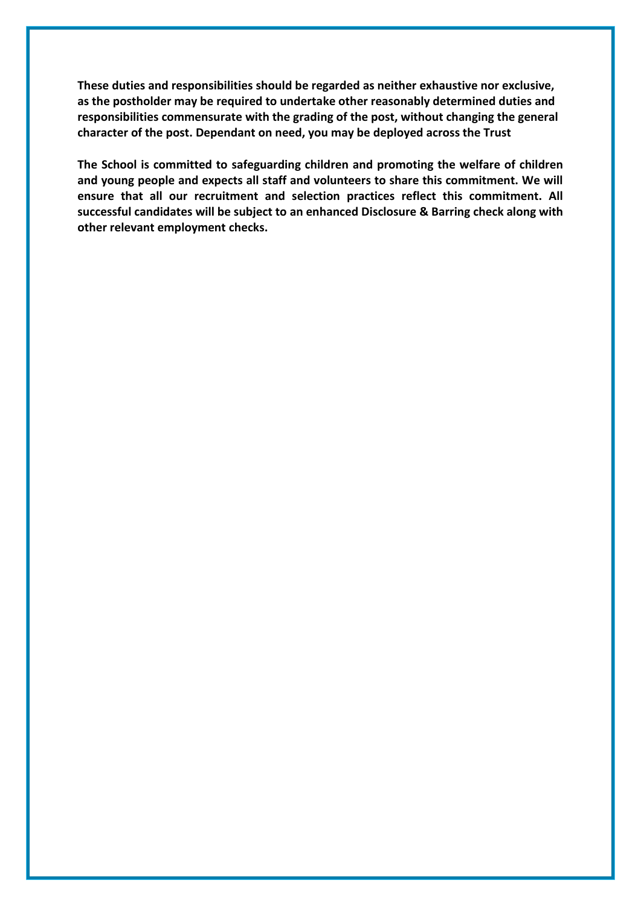**These duties and responsibilities should be regarded as neither exhaustive nor exclusive, as the postholder may be required to undertake other reasonably determined duties and responsibilities commensurate with the grading of the post, without changing the general character of the post. Dependant on need, you may be deployed across the Trust**

**The School is committed to safeguarding children and promoting the welfare of children and young people and expects all staff and volunteers to share this commitment. We will ensure that all our recruitment and selection practices reflect this commitment. All successful candidates will be subject to an enhanced Disclosure & Barring check along with other relevant employment checks.**